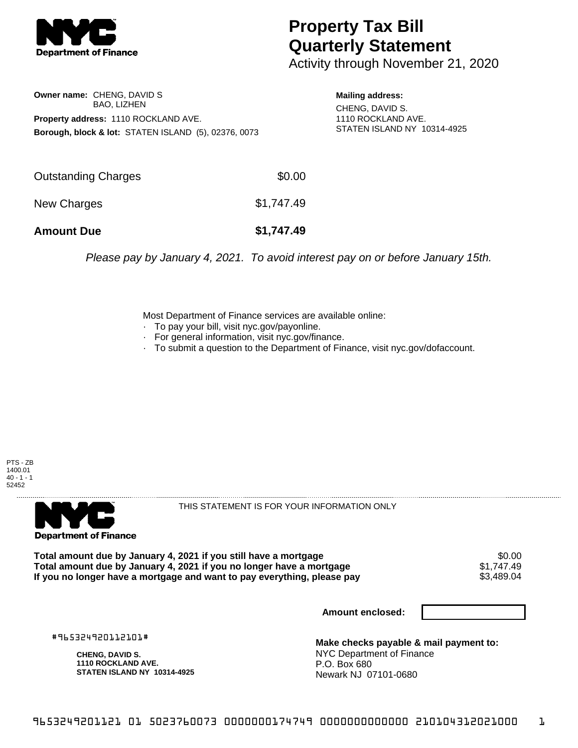# Property Tax Bill Quarterly Statement

Activity through November 21, 2020

**Owner name:** CHENG, DAVID S
BAO, LIZHEN

**Property address:** 1110 ROCKLAND AVE.

**Borough, block & lot:** STATEN ISLAND (5), 02376, 0073

**Mailing address:**
CHENG, DAVID S.
1110 ROCKLAND AVE.
STATEN ISLAND NY 10314-4925

| | |
|---|---|
| Outstanding Charges | $0.00 |
| New Charges | $1,747.49 |
| **Amount Due** | **$1,747.49** |

*Please pay by January 4, 2021. To avoid interest pay on or before January 15th.*

Most Department of Finance services are available online:
- To pay your bill, visit nyc.gov/payonline.
- For general information, visit nyc.gov/finance.
- To submit a question to the Department of Finance, visit nyc.gov/dofaccount.

PTS - ZB
1400.01
40 - 1 - 1
52452

THIS STATEMENT IS FOR YOUR INFORMATION ONLY

| | |
|---|---|
| **Total amount due by January 4, 2021 if you still have a mortgage** | $0.00 |
| **Total amount due by January 4, 2021 if you no longer have a mortgage** | $1,747.49 |
| **If you no longer have a mortgage and want to pay everything, please pay** | $3,489.04 |

**Amount enclosed:**

#965324920112101#

**CHENG, DAVID S.**
**1110 ROCKLAND AVE.**
**STATEN ISLAND NY 10314-4925**

**Make checks payable & mail payment to:**
NYC Department of Finance
P.O. Box 680
Newark NJ 07101-0680

965324920112101 01 5023760073 0000000174749 0000000000000 210104312021000 1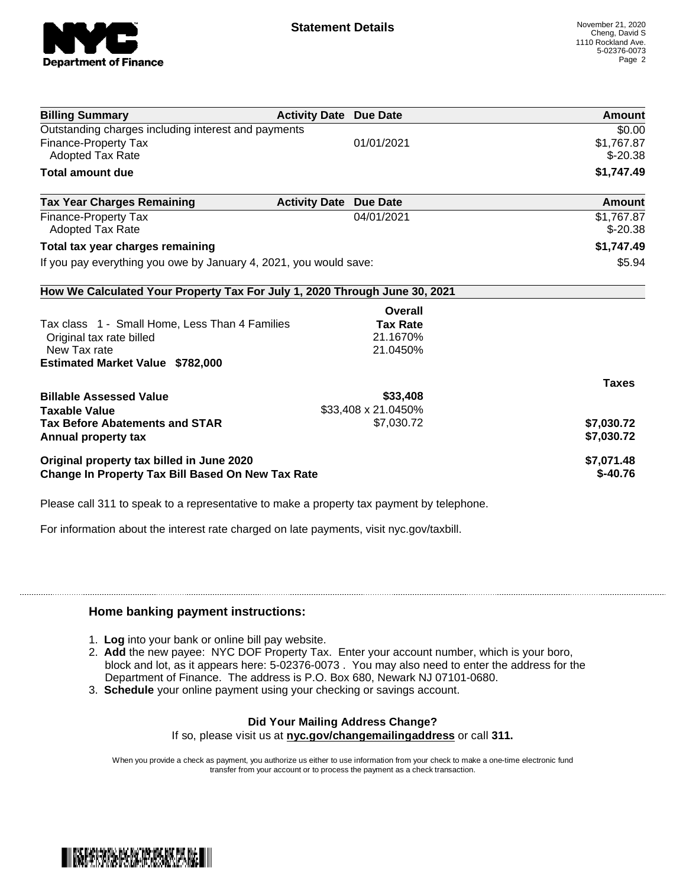# Statement Details

November 21, 2020
Cheng, David S
1110 Rockland Ave.
5-02376-0073

| Billing Summary | Activity Date | Due Date | Amount |
|---|---|---|---|
| Outstanding charges including interest and payments | | | $0.00 |
| Finance-Property Tax | | 01/01/2021 | $1,767.87 |
| Adopted Tax Rate | | | $-20.38 |
| **Total amount due** | | | **$1,747.49** |

| Tax Year Charges Remaining | Activity Date | Due Date | Amount |
|---|---|---|---|
| Finance-Property Tax | | 04/01/2021 | $1,767.87 |
| Adopted Tax Rate | | | $-20.38 |
| **Total tax year charges remaining** | | | **$1,747.49** |
| If you pay everything you owe by January 4, 2021, you would save: | | | $5.94 |

## How We Calculated Your Property Tax For July 1, 2020 Through June 30, 2021

| | Overall Tax Rate | Taxes |
|---|---|---|
| Tax class 1 - Small Home, Less Than 4 Families | | |
| Original tax rate billed | 21.1670% | |
| New Tax rate | 21.0450% | |
| **Estimated Market Value $782,000** | | |
| **Billable Assessed Value** | **$33,408** | |
| **Taxable Value** | $33,408 x 21.0450% | |
| **Tax Before Abatements and STAR** | $7,030.72 | **$7,030.72** |
| **Annual property tax** | | **$7,030.72** |
| **Original property tax billed in June 2020** | | **$7,071.48** |
| **Change In Property Tax Bill Based On New Tax Rate** | | **$-40.76** |

Please call 311 to speak to a representative to make a property tax payment by telephone.

For information about the interest rate charged on late payments, visit nyc.gov/taxbill.

### Home banking payment instructions:

1. **Log** into your bank or online bill pay website.
2. **Add** the new payee: NYC DOF Property Tax. Enter your account number, which is your boro, block and lot, as it appears here: 5-02376-0073 . You may also need to enter the address for the Department of Finance. The address is P.O. Box 680, Newark NJ 07101-0680.
3. **Schedule** your online payment using your checking or savings account.

**Did Your Mailing Address Change?**
If so, please visit us at **nyc.gov/changemailingaddress** or call **311.**

When you provide a check as payment, you authorize us either to use information from your check to make a one-time electronic fund transfer from your account or to process the payment as a check transaction.